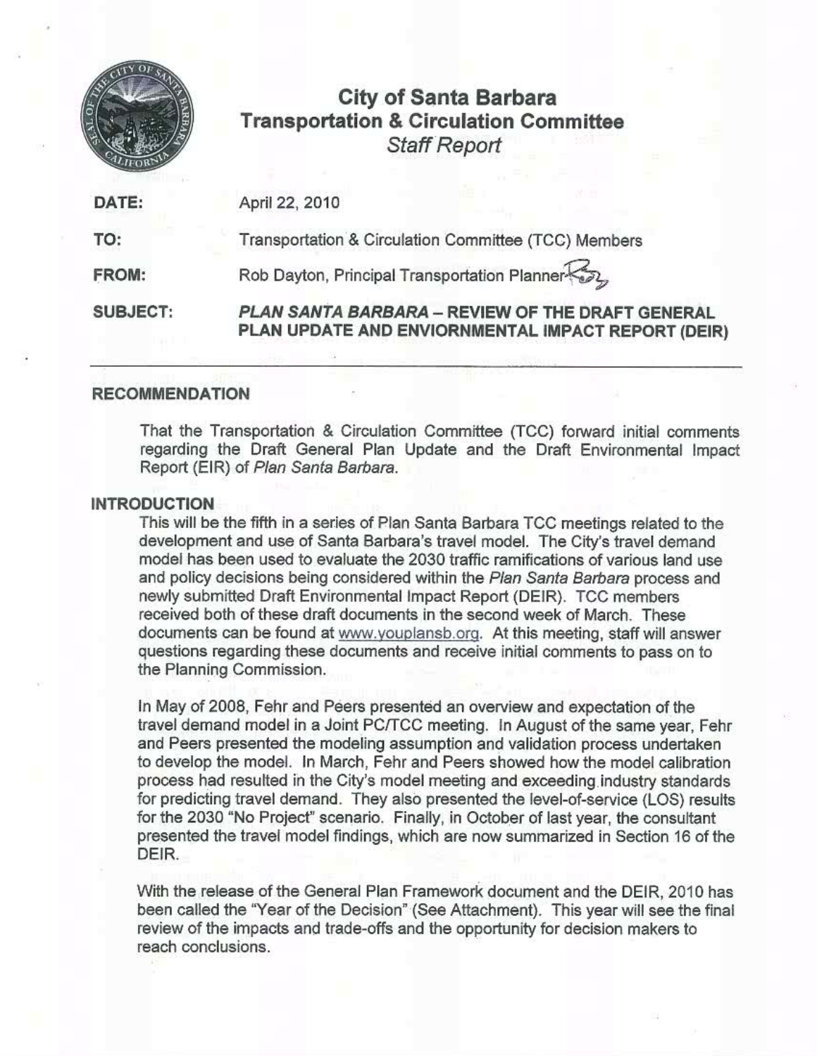# City of Santa Barbara
## Transportation & Circulation Committee
*Staff Report*

**DATE:** April 22, 2010

**TO:** Transportation & Circulation Committee (TCC) Members

**FROM:** Rob Dayton, Principal Transportation Planner

**SUBJECT:** ***PLAN SANTA BARBARA* – REVIEW OF THE DRAFT GENERAL PLAN UPDATE AND ENVIONRMENTAL IMPACT REPORT (DEIR)**

---

## RECOMMENDATION

That the Transportation & Circulation Committee (TCC) forward initial comments regarding the Draft General Plan Update and the Draft Environmental Impact Report (EIR) of *Plan Santa Barbara*.

## INTRODUCTION

This will be the fifth in a series of Plan Santa Barbara TCC meetings related to the development and use of Santa Barbara's travel model. The City's travel demand model has been used to evaluate the 2030 traffic ramifications of various land use and policy decisions being considered within the *Plan Santa Barbara* process and newly submitted Draft Environmental Impact Report (DEIR). TCC members received both of these draft documents in the second week of March. These documents can be found at www.youplansb.org. At this meeting, staff will answer questions regarding these documents and receive initial comments to pass on to the Planning Commission.

In May of 2008, Fehr and Peers presented an overview and expectation of the travel demand model in a Joint PC/TCC meeting. In August of the same year, Fehr and Peers presented the modeling assumption and validation process undertaken to develop the model. In March, Fehr and Peers showed how the model calibration process had resulted in the City's model meeting and exceeding industry standards for predicting travel demand. They also presented the level-of-service (LOS) results for the 2030 "No Project" scenario. Finally, in October of last year, the consultant presented the travel model findings, which are now summarized in Section 16 of the DEIR.

With the release of the General Plan Framework document and the DEIR, 2010 has been called the "Year of the Decision" (See Attachment). This year will see the final review of the impacts and trade-offs and the opportunity for decision makers to reach conclusions.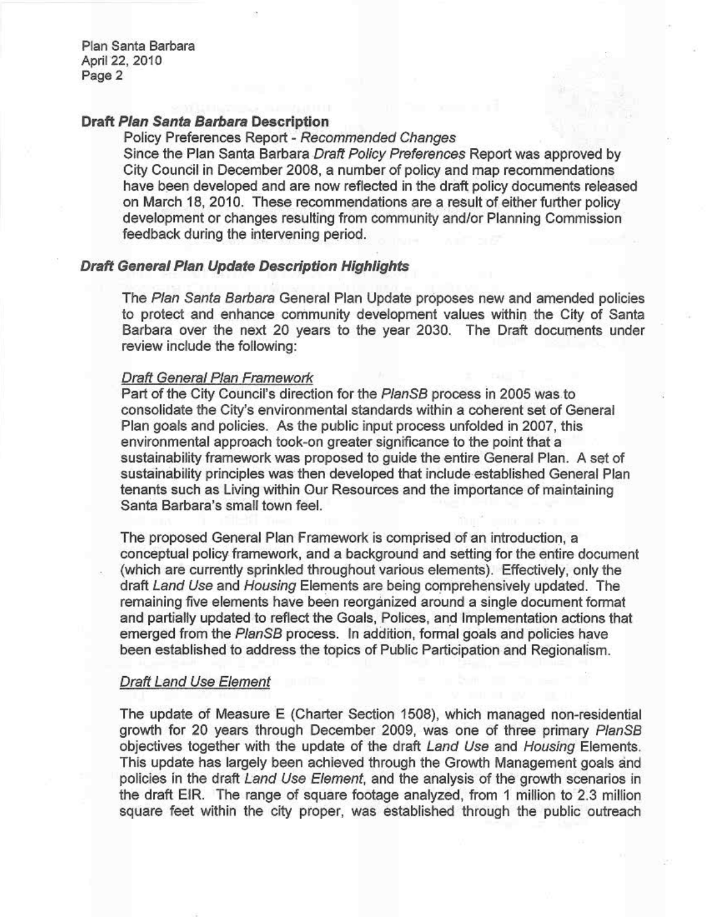### Draft *Plan Santa Barbara* Description

Policy Preferences Report - *Recommended Changes*

Since the Plan Santa Barbara *Draft Policy Preferences* Report was approved by City Council in December 2008, a number of policy and map recommendations have been developed and are now reflected in the draft policy documents released on March 18, 2010. These recommendations are a result of either further policy development or changes resulting from community and/or Planning Commission feedback during the intervening period.

### *Draft General Plan Update Description Highlights*

The *Plan Santa Barbara* General Plan Update proposes new and amended policies to protect and enhance community development values within the City of Santa Barbara over the next 20 years to the year 2030. The Draft documents under review include the following:

#### Draft General Plan Framework

Part of the City Council's direction for the *PlanSB* process in 2005 was to consolidate the City's environmental standards within a coherent set of General Plan goals and policies. As the public input process unfolded in 2007, this environmental approach took-on greater significance to the point that a sustainability framework was proposed to guide the entire General Plan. A set of sustainability principles was then developed that include established General Plan tenants such as Living within Our Resources and the importance of maintaining Santa Barbara's small town feel.

The proposed General Plan Framework is comprised of an introduction, a conceptual policy framework, and a background and setting for the entire document (which are currently sprinkled throughout various elements). Effectively, only the draft *Land Use* and *Housing* Elements are being comprehensively updated. The remaining five elements have been reorganized around a single document format and partially updated to reflect the Goals, Polices, and Implementation actions that emerged from the *PlanSB* process. In addition, formal goals and policies have been established to address the topics of Public Participation and Regionalism.

#### Draft Land Use Element

The update of Measure E (Charter Section 1508), which managed non-residential growth for 20 years through December 2009, was one of three primary *PlanSB* objectives together with the update of the draft *Land Use* and *Housing* Elements. This update has largely been achieved through the Growth Management goals and policies in the draft *Land Use Element*, and the analysis of the growth scenarios in the draft EIR. The range of square footage analyzed, from 1 million to 2.3 million square feet within the city proper, was established through the public outreach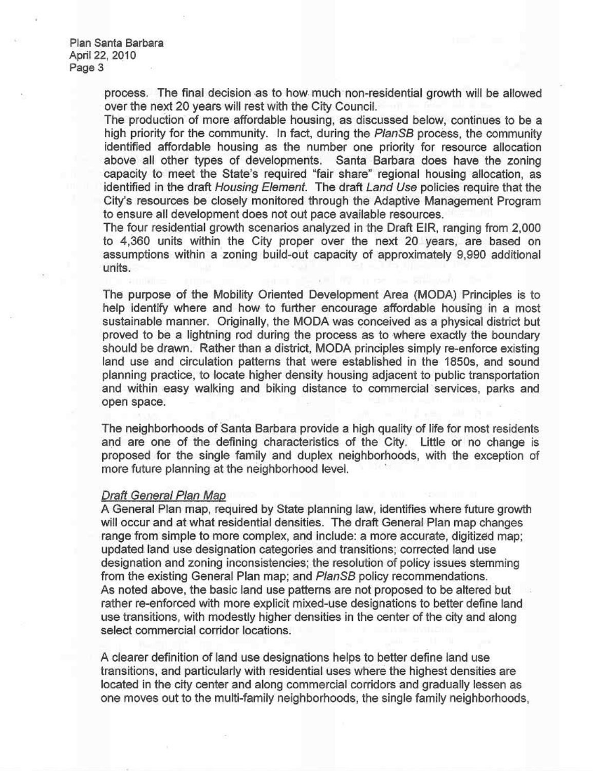process. The final decision as to how much non-residential growth will be allowed over the next 20 years will rest with the City Council.

The production of more affordable housing, as discussed below, continues to be a high priority for the community. In fact, during the *PlanSB* process, the community identified affordable housing as the number one priority for resource allocation above all other types of developments. Santa Barbara does have the zoning capacity to meet the State's required "fair share" regional housing allocation, as identified in the draft *Housing Element*. The draft *Land Use* policies require that the City's resources be closely monitored through the Adaptive Management Program to ensure all development does not out pace available resources.

The four residential growth scenarios analyzed in the Draft EIR, ranging from 2,000 to 4,360 units within the City proper over the next 20 years, are based on assumptions within a zoning build-out capacity of approximately 9,990 additional units.

The purpose of the Mobility Oriented Development Area (MODA) Principles is to help identify where and how to further encourage affordable housing in a most sustainable manner. Originally, the MODA was conceived as a physical district but proved to be a lightning rod during the process as to where exactly the boundary should be drawn. Rather than a district, MODA principles simply re-enforce existing land use and circulation patterns that were established in the 1850s, and sound planning practice, to locate higher density housing adjacent to public transportation and within easy walking and biking distance to commercial services, parks and open space.

The neighborhoods of Santa Barbara provide a high quality of life for most residents and are one of the defining characteristics of the City. Little or no change is proposed for the single family and duplex neighborhoods, with the exception of more future planning at the neighborhood level.

<u>*Draft General Plan Map*</u>

A General Plan map, required by State planning law, identifies where future growth will occur and at what residential densities. The draft General Plan map changes range from simple to more complex, and include: a more accurate, digitized map; updated land use designation categories and transitions; corrected land use designation and zoning inconsistencies; the resolution of policy issues stemming from the existing General Plan map; and *PlanSB* policy recommendations.

As noted above, the basic land use patterns are not proposed to be altered but rather re-enforced with more explicit mixed-use designations to better define land use transitions, with modestly higher densities in the center of the city and along select commercial corridor locations.

A clearer definition of land use designations helps to better define land use transitions, and particularly with residential uses where the highest densities are located in the city center and along commercial corridors and gradually lessen as one moves out to the multi-family neighborhoods, the single family neighborhoods,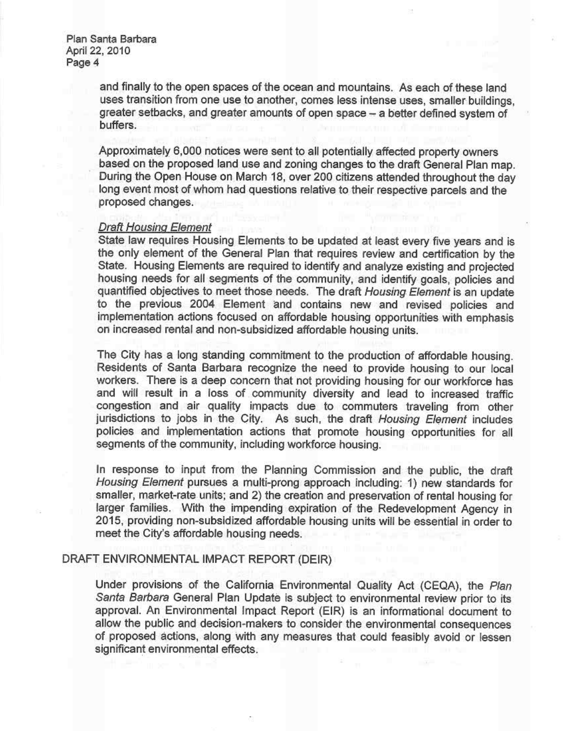and finally to the open spaces of the ocean and mountains. As each of these land uses transition from one use to another, comes less intense uses, smaller buildings, greater setbacks, and greater amounts of open space – a better defined system of buffers.

Approximately 6,000 notices were sent to all potentially affected property owners based on the proposed land use and zoning changes to the draft General Plan map. During the Open House on March 18, over 200 citizens attended throughout the day long event most of whom had questions relative to their respective parcels and the proposed changes.

*Draft Housing Element*

State law requires Housing Elements to be updated at least every five years and is the only element of the General Plan that requires review and certification by the State. Housing Elements are required to identify and analyze existing and projected housing needs for all segments of the community, and identify goals, policies and quantified objectives to meet those needs. The draft *Housing Element* is an update to the previous 2004 Element and contains new and revised policies and implementation actions focused on affordable housing opportunities with emphasis on increased rental and non-subsidized affordable housing units.

The City has a long standing commitment to the production of affordable housing. Residents of Santa Barbara recognize the need to provide housing to our local workers. There is a deep concern that not providing housing for our workforce has and will result in a loss of community diversity and lead to increased traffic congestion and air quality impacts due to commuters traveling from other jurisdictions to jobs in the City. As such, the draft *Housing Element* includes policies and implementation actions that promote housing opportunities for all segments of the community, including workforce housing.

In response to input from the Planning Commission and the public, the draft *Housing Element* pursues a multi-prong approach including: 1) new standards for smaller, market-rate units; and 2) the creation and preservation of rental housing for larger families. With the impending expiration of the Redevelopment Agency in 2015, providing non-subsidized affordable housing units will be essential in order to meet the City's affordable housing needs.

## DRAFT ENVIRONMENTAL IMPACT REPORT (DEIR)

Under provisions of the California Environmental Quality Act (CEQA), the *Plan Santa Barbara* General Plan Update is subject to environmental review prior to its approval. An Environmental Impact Report (EIR) is an informational document to allow the public and decision-makers to consider the environmental consequences of proposed actions, along with any measures that could feasibly avoid or lessen significant environmental effects.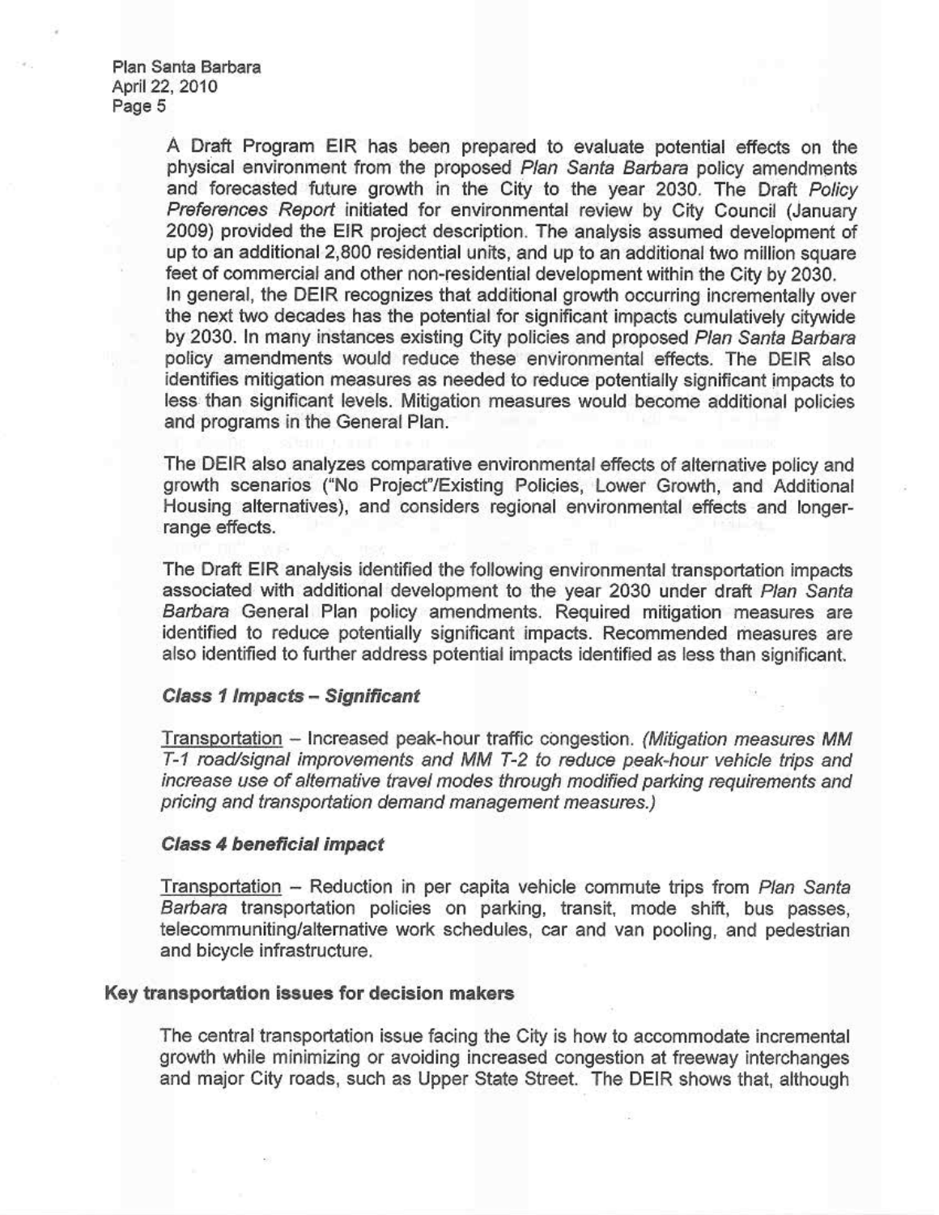A Draft Program EIR has been prepared to evaluate potential effects on the physical environment from the proposed *Plan Santa Barbara* policy amendments and forecasted future growth in the City to the year 2030. The Draft *Policy Preferences Report* initiated for environmental review by City Council (January 2009) provided the EIR project description. The analysis assumed development of up to an additional 2,800 residential units, and up to an additional two million square feet of commercial and other non-residential development within the City by 2030. In general, the DEIR recognizes that additional growth occurring incrementally over the next two decades has the potential for significant impacts cumulatively citywide by 2030. In many instances existing City policies and proposed *Plan Santa Barbara* policy amendments would reduce these environmental effects. The DEIR also identifies mitigation measures as needed to reduce potentially significant impacts to less than significant levels. Mitigation measures would become additional policies and programs in the General Plan.

The DEIR also analyzes comparative environmental effects of alternative policy and growth scenarios ("No Project"/Existing Policies, Lower Growth, and Additional Housing alternatives), and considers regional environmental effects and longer-range effects.

The Draft EIR analysis identified the following environmental transportation impacts associated with additional development to the year 2030 under draft *Plan Santa Barbara* General Plan policy amendments. Required mitigation measures are identified to reduce potentially significant impacts. Recommended measures are also identified to further address potential impacts identified as less than significant.

***Class 1 Impacts – Significant***

Transportation – Increased peak-hour traffic congestion. *(Mitigation measures MM T-1 road/signal improvements and MM T-2 to reduce peak-hour vehicle trips and increase use of alternative travel modes through modified parking requirements and pricing and transportation demand management measures.)*

***Class 4 beneficial impact***

Transportation – Reduction in per capita vehicle commute trips from *Plan Santa Barbara* transportation policies on parking, transit, mode shift, bus passes, telecommuniting/alternative work schedules, car and van pooling, and pedestrian and bicycle infrastructure.

**Key transportation issues for decision makers**

The central transportation issue facing the City is how to accommodate incremental growth while minimizing or avoiding increased congestion at freeway interchanges and major City roads, such as Upper State Street. The DEIR shows that, although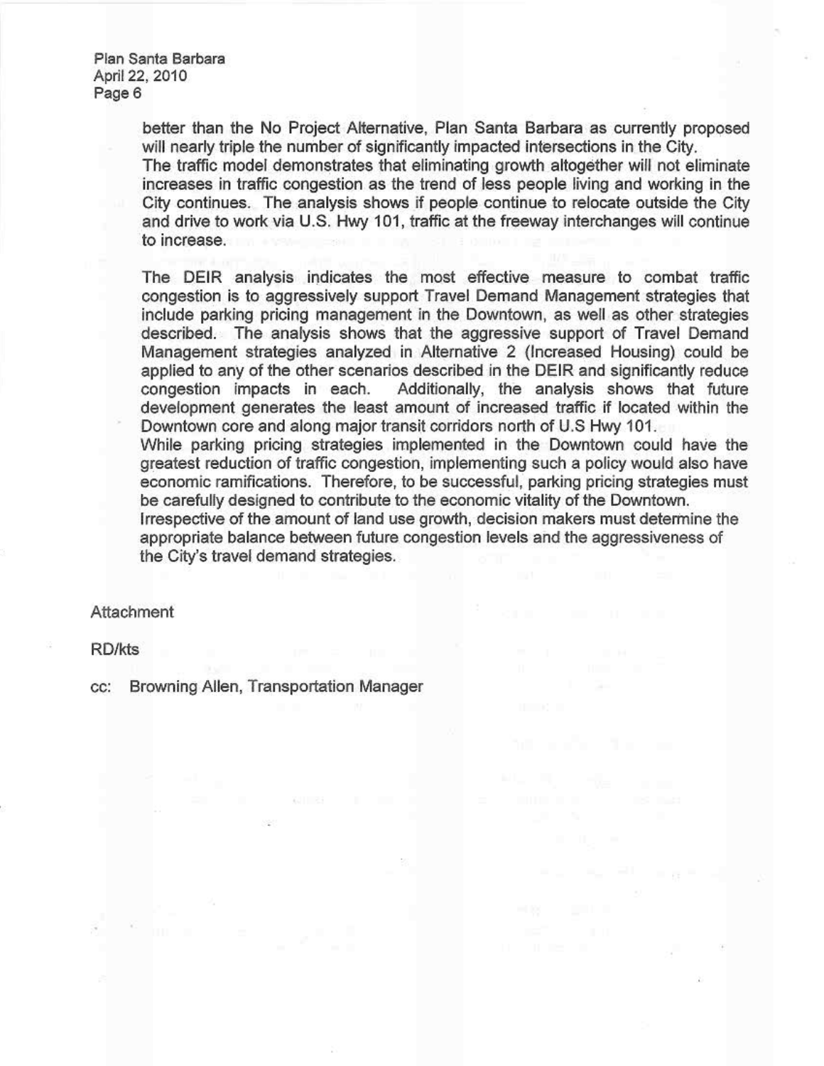better than the No Project Alternative, Plan Santa Barbara as currently proposed will nearly triple the number of significantly impacted intersections in the City.

The traffic model demonstrates that eliminating growth altogether will not eliminate increases in traffic congestion as the trend of less people living and working in the City continues. The analysis shows if people continue to relocate outside the City and drive to work via U.S. Hwy 101, traffic at the freeway interchanges will continue to increase.

The DEIR analysis indicates the most effective measure to combat traffic congestion is to aggressively support Travel Demand Management strategies that include parking pricing management in the Downtown, as well as other strategies described. The analysis shows that the aggressive support of Travel Demand Management strategies analyzed in Alternative 2 (Increased Housing) could be applied to any of the other scenarios described in the DEIR and significantly reduce congestion impacts in each. Additionally, the analysis shows that future development generates the least amount of increased traffic if located within the Downtown core and along major transit corridors north of U.S Hwy 101.

While parking pricing strategies implemented in the Downtown could have the greatest reduction of traffic congestion, implementing such a policy would also have economic ramifications. Therefore, to be successful, parking pricing strategies must be carefully designed to contribute to the economic vitality of the Downtown.

Irrespective of the amount of land use growth, decision makers must determine the appropriate balance between future congestion levels and the aggressiveness of the City's travel demand strategies.

Attachment

RD/kts

cc: Browning Allen, Transportation Manager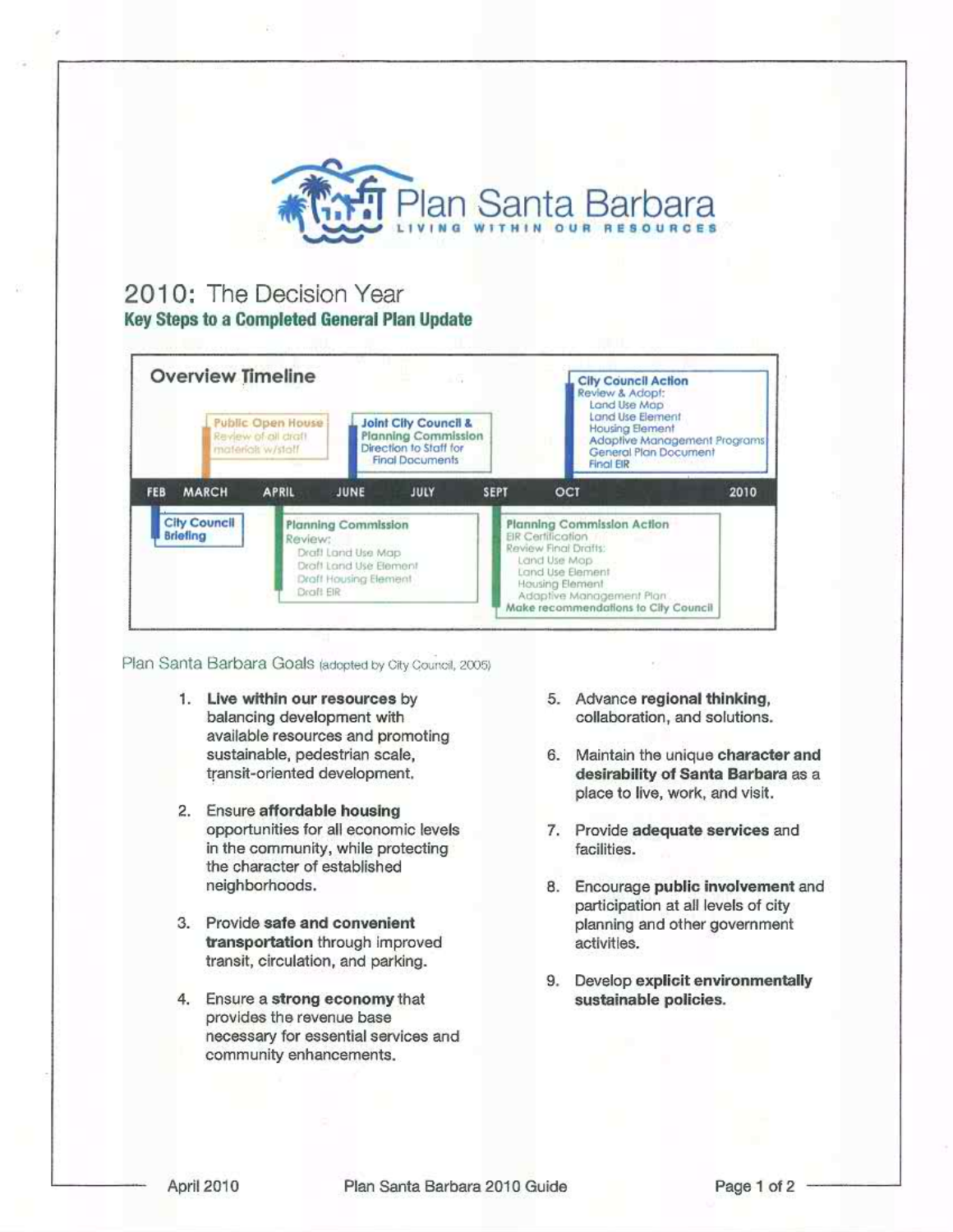Plan Santa Barbara

LIVING WITHIN OUR RESOURCES

# 2010: The Decision Year

## Key Steps to a Completed General Plan Update

### Overview Timeline

FEB – MARCH – APRIL – JUNE – JULY – SEPT – OCT – 2010

**City Council Briefing** (Feb)

**Public Open House** (March)
Review of all draft materials w/staff

**Planning Commission** (April)
Review:
- Draft Land Use Map
- Draft Land Use Element
- Draft Housing Element
- Draft EIR

**Joint City Council & Planning Commission** (June)
Direction to Staff for Final Documents

**Planning Commission Action** (Sept)
EIR Certification
Review Final Drafts:
- Land Use Map
- Land Use Element
- Housing Element
- Adaptive Management Plan

Make recommendations to City Council

**City Council Action** (Oct)
Review & Adopt:
- Land Use Map
- Land Use Element
- Housing Element
- Adaptive Management Programs
- General Plan Document
- Final EIR

### Plan Santa Barbara Goals (adopted by City Council, 2005)

1. **Live within our resources** by balancing development with available resources and promoting sustainable, pedestrian scale, transit-oriented development.
2. Ensure **affordable housing** opportunities for all economic levels in the community, while protecting the character of established neighborhoods.
3. Provide **safe and convenient transportation** through improved transit, circulation, and parking.
4. Ensure a **strong economy** that provides the revenue base necessary for essential services and community enhancements.
5. Advance **regional thinking**, collaboration, and solutions.
6. Maintain the unique **character and desirability of Santa Barbara** as a place to live, work, and visit.
7. Provide **adequate services** and facilities.
8. Encourage **public involvement** and participation at all levels of city planning and other government activities.
9. Develop **explicit environmentally sustainable policies.**

April 2010 — Plan Santa Barbara 2010 Guide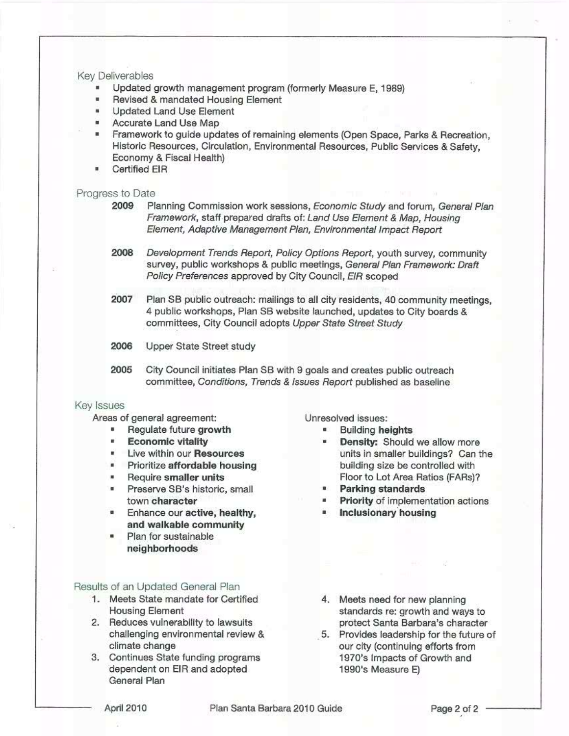## Key Deliverables

- Updated growth management program (formerly Measure E, 1989)
- Revised & mandated Housing Element
- Updated Land Use Element
- Accurate Land Use Map
- Framework to guide updates of remaining elements (Open Space, Parks & Recreation, Historic Resources, Circulation, Environmental Resources, Public Services & Safety, Economy & Fiscal Health)
- Certified EIR

## Progress to Date

**2009** Planning Commission work sessions, *Economic Study* and forum, *General Plan Framework*, staff prepared drafts of: *Land Use Element & Map, Housing Element, Adaptive Management Plan, Environmental Impact Report*

**2008** *Development Trends Report, Policy Options Report*, youth survey, community survey, public workshops & public meetings, *General Plan Framework: Draft Policy Preferences* approved by City Council, *EIR* scoped

**2007** Plan SB public outreach: mailings to all city residents, 40 community meetings, 4 public workshops, Plan SB website launched, updates to City boards & committees, City Council adopts *Upper State Street Study*

**2006** Upper State Street study

**2005** City Council initiates Plan SB with 9 goals and creates public outreach committee, *Conditions, Trends & Issues Report* published as baseline

## Key Issues

Areas of general agreement:

- Regulate future **growth**
- **Economic vitality**
- Live within our **Resources**
- Prioritize **affordable housing**
- Require **smaller units**
- Preserve SB's historic, small town **character**
- Enhance our **active, healthy, and walkable community**
- Plan for sustainable **neighborhoods**

Unresolved issues:

- Building **heights**
- **Density:** Should we allow more units in smaller buildings? Can the building size be controlled with Floor to Lot Area Ratios (FARs)?
- **Parking standards**
- **Priority** of implementation actions
- **Inclusionary housing**

## Results of an Updated General Plan

1. Meets State mandate for Certified Housing Element
2. Reduces vulnerability to lawsuits challenging environmental review & climate change
3. Continues State funding programs dependent on EIR and adopted General Plan
4. Meets need for new planning standards re: growth and ways to protect Santa Barbara's character
5. Provides leadership for the future of our city (continuing efforts from 1970's Impacts of Growth and 1990's Measure E)